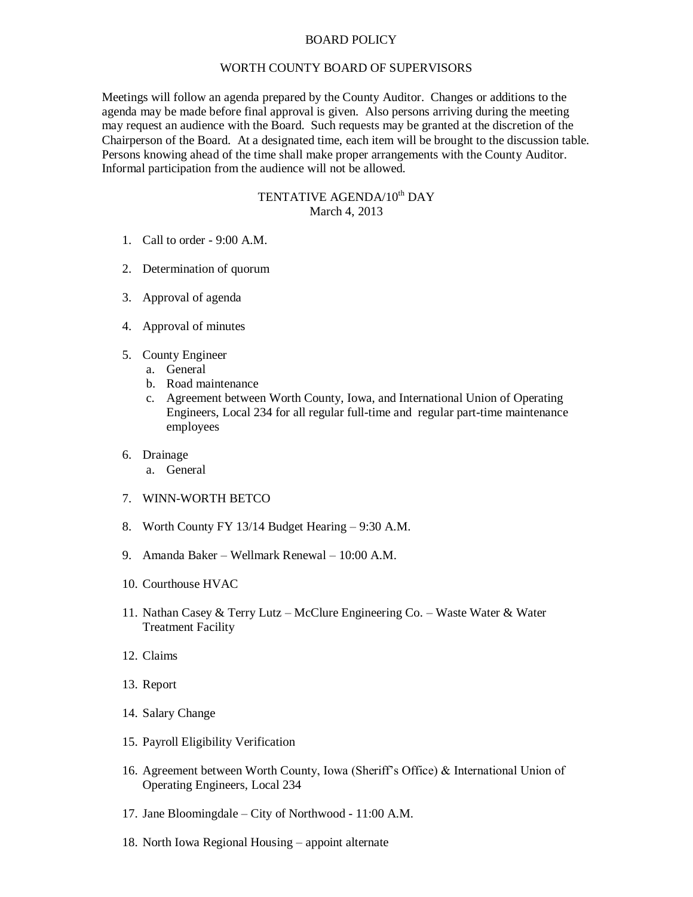# BOARD POLICY

## WORTH COUNTY BOARD OF SUPERVISORS

Meetings will follow an agenda prepared by the County Auditor. Changes or additions to the agenda may be made before final approval is given. Also persons arriving during the meeting may request an audience with the Board. Such requests may be granted at the discretion of the Chairperson of the Board. At a designated time, each item will be brought to the discussion table. Persons knowing ahead of the time shall make proper arrangements with the County Auditor. Informal participation from the audience will not be allowed.

## TENTATIVE AGENDA/10th DAY
March 4, 2013

1. Call to order - 9:00 A.M.
2. Determination of quorum
3. Approval of agenda
4. Approval of minutes
5. County Engineer
   a. General
   b. Road maintenance
   c. Agreement between Worth County, Iowa, and International Union of Operating Engineers, Local 234 for all regular full-time and regular part-time maintenance employees
6. Drainage
   a. General
7. WINN-WORTH BETCO
8. Worth County FY 13/14 Budget Hearing – 9:30 A.M.
9. Amanda Baker – Wellmark Renewal – 10:00 A.M.
10. Courthouse HVAC
11. Nathan Casey & Terry Lutz – McClure Engineering Co. – Waste Water & Water Treatment Facility
12. Claims
13. Report
14. Salary Change
15. Payroll Eligibility Verification
16. Agreement between Worth County, Iowa (Sheriff's Office) & International Union of Operating Engineers, Local 234
17. Jane Bloomingdale – City of Northwood - 11:00 A.M.
18. North Iowa Regional Housing – appoint alternate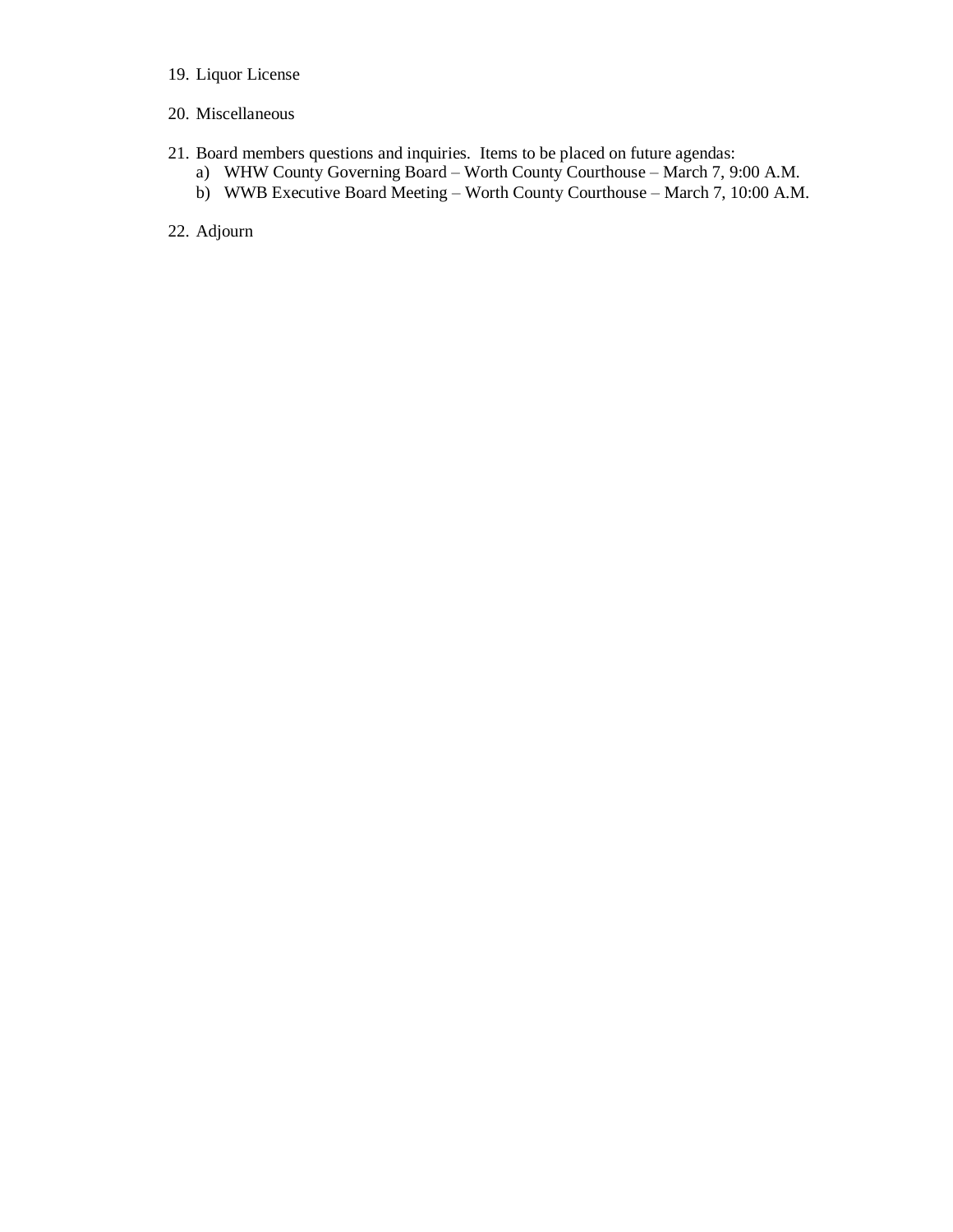19. Liquor License

20. Miscellaneous

21. Board members questions and inquiries. Items to be placed on future agendas:
    a) WHW County Governing Board – Worth County Courthouse – March 7, 9:00 A.M.
    b) WWB Executive Board Meeting – Worth County Courthouse – March 7, 10:00 A.M.

22. Adjourn